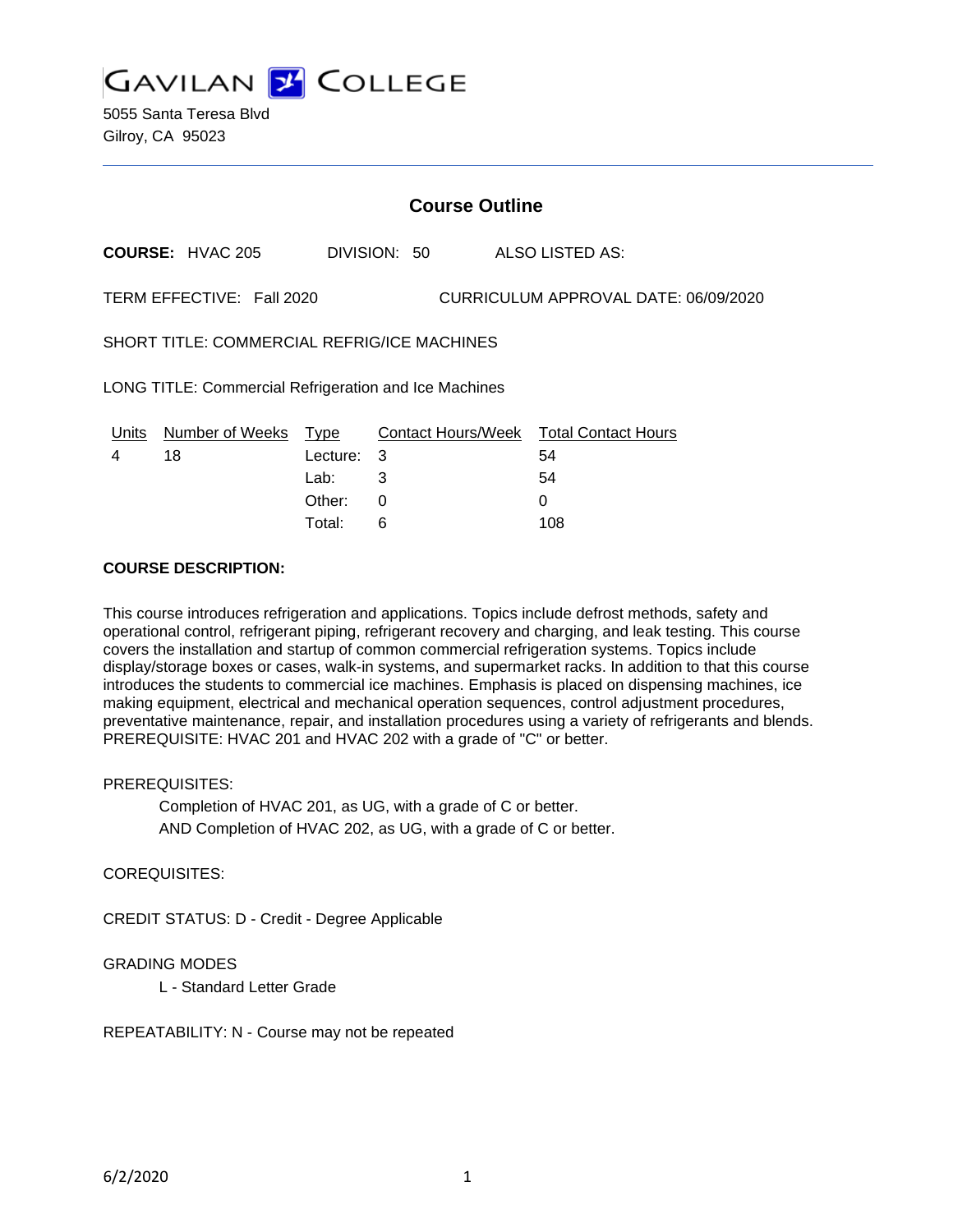# GAVILAN COLLEGE

5055 Santa Teresa Blvd
Gilroy, CA 95023

## Course Outline

**COURSE:** HVAC 205 DIVISION: 50 ALSO LISTED AS:

TERM EFFECTIVE: Fall 2020 CURRICULUM APPROVAL DATE: 06/09/2020

SHORT TITLE: COMMERCIAL REFRIG/ICE MACHINES

LONG TITLE: Commercial Refrigeration and Ice Machines

| Units | Number of Weeks | Type | Contact Hours/Week | Total Contact Hours |
|---|---|---|---|---|
| 4 | 18 | Lecture: | 3 | 54 |
| | | Lab: | 3 | 54 |
| | | Other: | 0 | 0 |
| | | Total: | 6 | 108 |

**COURSE DESCRIPTION:**

This course introduces refrigeration and applications. Topics include defrost methods, safety and operational control, refrigerant piping, refrigerant recovery and charging, and leak testing. This course covers the installation and startup of common commercial refrigeration systems. Topics include display/storage boxes or cases, walk-in systems, and supermarket racks. In addition to that this course introduces the students to commercial ice machines. Emphasis is placed on dispensing machines, ice making equipment, electrical and mechanical operation sequences, control adjustment procedures, preventative maintenance, repair, and installation procedures using a variety of refrigerants and blends. PREREQUISITE: HVAC 201 and HVAC 202 with a grade of "C" or better.

PREREQUISITES:

Completion of HVAC 201, as UG, with a grade of C or better.
AND Completion of HVAC 202, as UG, with a grade of C or better.

COREQUISITES:

CREDIT STATUS: D - Credit - Degree Applicable

GRADING MODES

L - Standard Letter Grade

REPEATABILITY: N - Course may not be repeated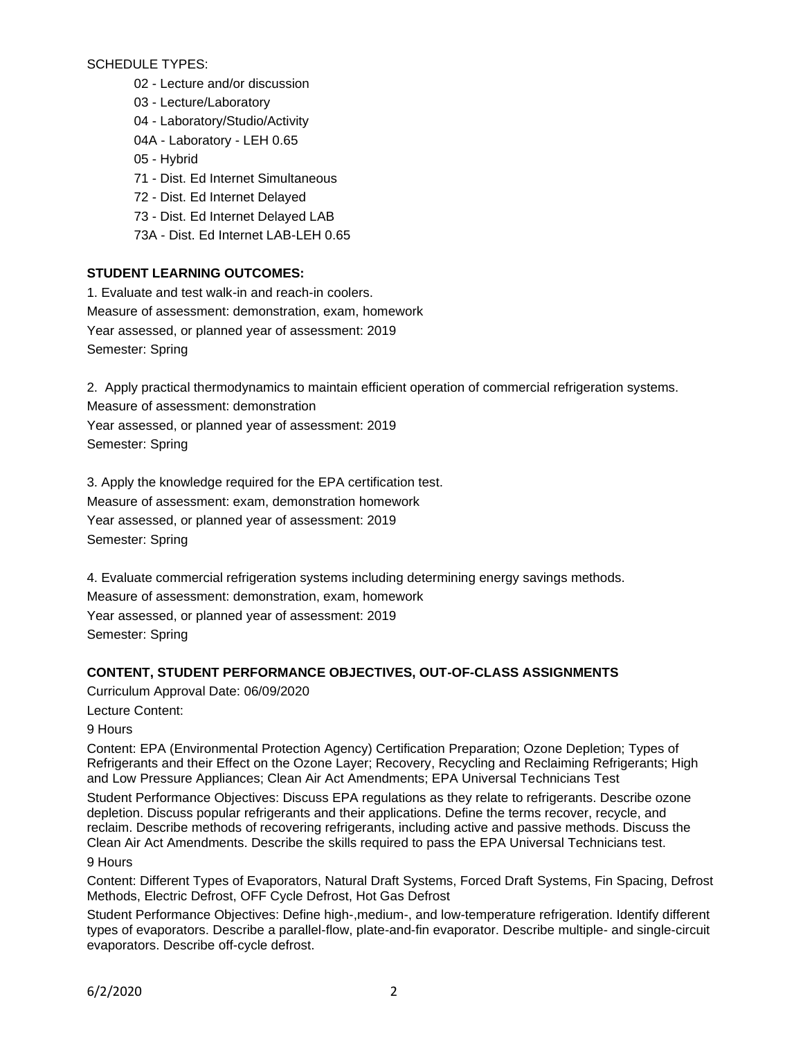SCHEDULE TYPES:

- 02 - Lecture and/or discussion
- 03 - Lecture/Laboratory
- 04 - Laboratory/Studio/Activity
- 04A - Laboratory - LEH 0.65
- 05 - Hybrid
- 71 - Dist. Ed Internet Simultaneous
- 72 - Dist. Ed Internet Delayed
- 73 - Dist. Ed Internet Delayed LAB
- 73A - Dist. Ed Internet LAB-LEH 0.65

## STUDENT LEARNING OUTCOMES:

1. Evaluate and test walk-in and reach-in coolers.
Measure of assessment: demonstration, exam, homework
Year assessed, or planned year of assessment: 2019
Semester: Spring

2. Apply practical thermodynamics to maintain efficient operation of commercial refrigeration systems.
Measure of assessment: demonstration
Year assessed, or planned year of assessment: 2019
Semester: Spring

3. Apply the knowledge required for the EPA certification test.
Measure of assessment: exam, demonstration homework
Year assessed, or planned year of assessment: 2019
Semester: Spring

4. Evaluate commercial refrigeration systems including determining energy savings methods.
Measure of assessment: demonstration, exam, homework
Year assessed, or planned year of assessment: 2019
Semester: Spring

## CONTENT, STUDENT PERFORMANCE OBJECTIVES, OUT-OF-CLASS ASSIGNMENTS

Curriculum Approval Date: 06/09/2020

Lecture Content:

9 Hours

Content: EPA (Environmental Protection Agency) Certification Preparation; Ozone Depletion; Types of Refrigerants and their Effect on the Ozone Layer; Recovery, Recycling and Reclaiming Refrigerants; High and Low Pressure Appliances; Clean Air Act Amendments; EPA Universal Technicians Test

Student Performance Objectives: Discuss EPA regulations as they relate to refrigerants. Describe ozone depletion. Discuss popular refrigerants and their applications. Define the terms recover, recycle, and reclaim. Describe methods of recovering refrigerants, including active and passive methods. Discuss the Clean Air Act Amendments. Describe the skills required to pass the EPA Universal Technicians test.

9 Hours

Content: Different Types of Evaporators, Natural Draft Systems, Forced Draft Systems, Fin Spacing, Defrost Methods, Electric Defrost, OFF Cycle Defrost, Hot Gas Defrost

Student Performance Objectives: Define high-,medium-, and low-temperature refrigeration. Identify different types of evaporators. Describe a parallel-flow, plate-and-fin evaporator. Describe multiple- and single-circuit evaporators. Describe off-cycle defrost.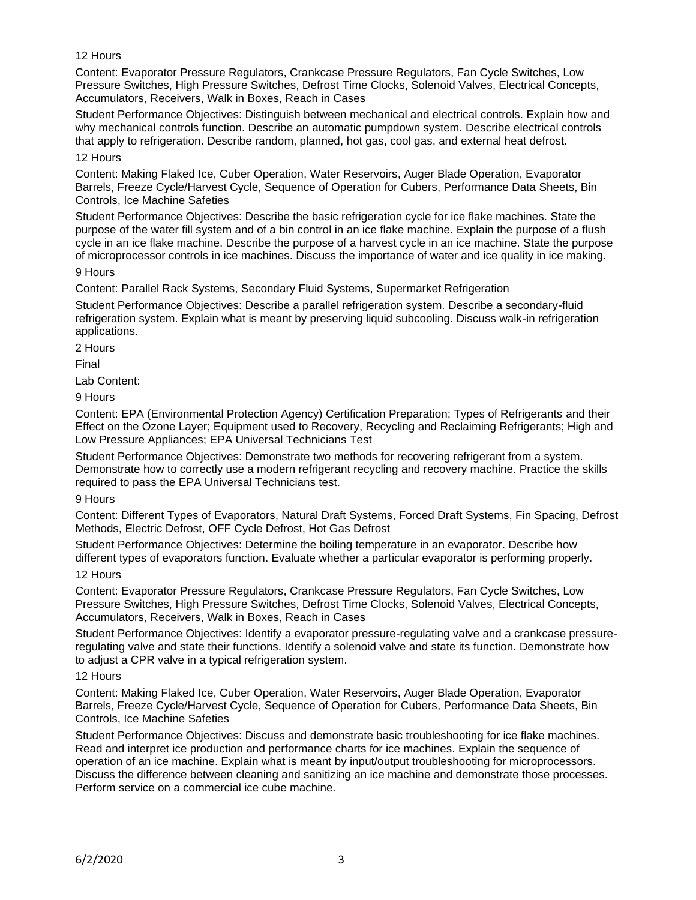12 Hours

Content: Evaporator Pressure Regulators, Crankcase Pressure Regulators, Fan Cycle Switches, Low Pressure Switches, High Pressure Switches, Defrost Time Clocks, Solenoid Valves, Electrical Concepts, Accumulators, Receivers, Walk in Boxes, Reach in Cases

Student Performance Objectives: Distinguish between mechanical and electrical controls. Explain how and why mechanical controls function. Describe an automatic pumpdown system. Describe electrical controls that apply to refrigeration. Describe random, planned, hot gas, cool gas, and external heat defrost.

12 Hours

Content: Making Flaked Ice, Cuber Operation, Water Reservoirs, Auger Blade Operation, Evaporator Barrels, Freeze Cycle/Harvest Cycle, Sequence of Operation for Cubers, Performance Data Sheets, Bin Controls, Ice Machine Safeties

Student Performance Objectives: Describe the basic refrigeration cycle for ice flake machines. State the purpose of the water fill system and of a bin control in an ice flake machine. Explain the purpose of a flush cycle in an ice flake machine. Describe the purpose of a harvest cycle in an ice machine. State the purpose of microprocessor controls in ice machines. Discuss the importance of water and ice quality in ice making.

9 Hours

Content: Parallel Rack Systems, Secondary Fluid Systems, Supermarket Refrigeration

Student Performance Objectives: Describe a parallel refrigeration system. Describe a secondary-fluid refrigeration system. Explain what is meant by preserving liquid subcooling. Discuss walk-in refrigeration applications.

2 Hours

Final

Lab Content:

9 Hours

Content: EPA (Environmental Protection Agency) Certification Preparation; Types of Refrigerants and their Effect on the Ozone Layer; Equipment used to Recovery, Recycling and Reclaiming Refrigerants; High and Low Pressure Appliances; EPA Universal Technicians Test

Student Performance Objectives: Demonstrate two methods for recovering refrigerant from a system. Demonstrate how to correctly use a modern refrigerant recycling and recovery machine. Practice the skills required to pass the EPA Universal Technicians test.

9 Hours

Content: Different Types of Evaporators, Natural Draft Systems, Forced Draft Systems, Fin Spacing, Defrost Methods, Electric Defrost, OFF Cycle Defrost, Hot Gas Defrost

Student Performance Objectives: Determine the boiling temperature in an evaporator. Describe how different types of evaporators function. Evaluate whether a particular evaporator is performing properly.

12 Hours

Content: Evaporator Pressure Regulators, Crankcase Pressure Regulators, Fan Cycle Switches, Low Pressure Switches, High Pressure Switches, Defrost Time Clocks, Solenoid Valves, Electrical Concepts, Accumulators, Receivers, Walk in Boxes, Reach in Cases

Student Performance Objectives: Identify a evaporator pressure-regulating valve and a crankcase pressure-regulating valve and state their functions. Identify a solenoid valve and state its function. Demonstrate how to adjust a CPR valve in a typical refrigeration system.

12 Hours

Content: Making Flaked Ice, Cuber Operation, Water Reservoirs, Auger Blade Operation, Evaporator Barrels, Freeze Cycle/Harvest Cycle, Sequence of Operation for Cubers, Performance Data Sheets, Bin Controls, Ice Machine Safeties

Student Performance Objectives: Discuss and demonstrate basic troubleshooting for ice flake machines. Read and interpret ice production and performance charts for ice machines. Explain the sequence of operation of an ice machine. Explain what is meant by input/output troubleshooting for microprocessors. Discuss the difference between cleaning and sanitizing an ice machine and demonstrate those processes. Perform service on a commercial ice cube machine.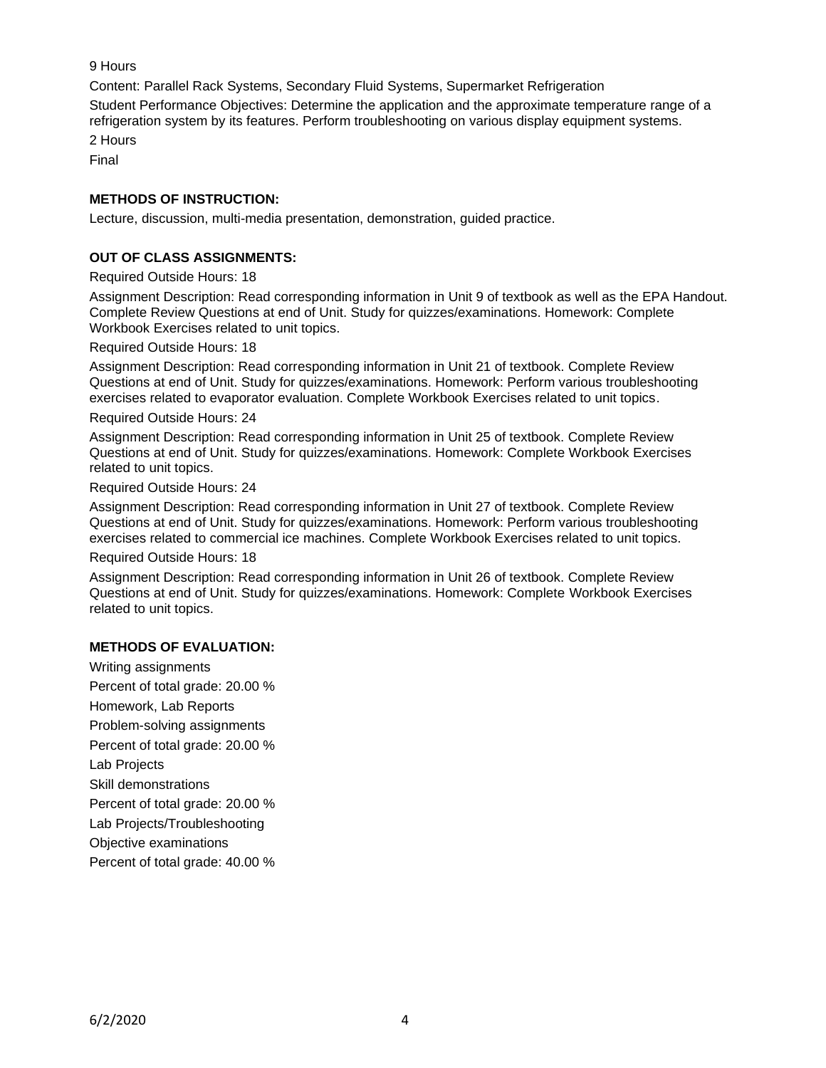9 Hours

Content: Parallel Rack Systems, Secondary Fluid Systems, Supermarket Refrigeration

Student Performance Objectives: Determine the application and the approximate temperature range of a refrigeration system by its features. Perform troubleshooting on various display equipment systems.

2 Hours

Final

**METHODS OF INSTRUCTION:**

Lecture, discussion, multi-media presentation, demonstration, guided practice.

**OUT OF CLASS ASSIGNMENTS:**

Required Outside Hours: 18

Assignment Description: Read corresponding information in Unit 9 of textbook as well as the EPA Handout. Complete Review Questions at end of Unit. Study for quizzes/examinations. Homework: Complete Workbook Exercises related to unit topics.

Required Outside Hours: 18

Assignment Description: Read corresponding information in Unit 21 of textbook. Complete Review Questions at end of Unit. Study for quizzes/examinations. Homework: Perform various troubleshooting exercises related to evaporator evaluation. Complete Workbook Exercises related to unit topics.

Required Outside Hours: 24

Assignment Description: Read corresponding information in Unit 25 of textbook. Complete Review Questions at end of Unit. Study for quizzes/examinations. Homework: Complete Workbook Exercises related to unit topics.

Required Outside Hours: 24

Assignment Description: Read corresponding information in Unit 27 of textbook. Complete Review Questions at end of Unit. Study for quizzes/examinations. Homework: Perform various troubleshooting exercises related to commercial ice machines. Complete Workbook Exercises related to unit topics.

Required Outside Hours: 18

Assignment Description: Read corresponding information in Unit 26 of textbook. Complete Review Questions at end of Unit. Study for quizzes/examinations. Homework: Complete Workbook Exercises related to unit topics.

**METHODS OF EVALUATION:**

Writing assignments

Percent of total grade: 20.00 %

Homework, Lab Reports

Problem-solving assignments

Percent of total grade: 20.00 %

Lab Projects

Skill demonstrations

Percent of total grade: 20.00 %

Lab Projects/Troubleshooting

Objective examinations

Percent of total grade: 40.00 %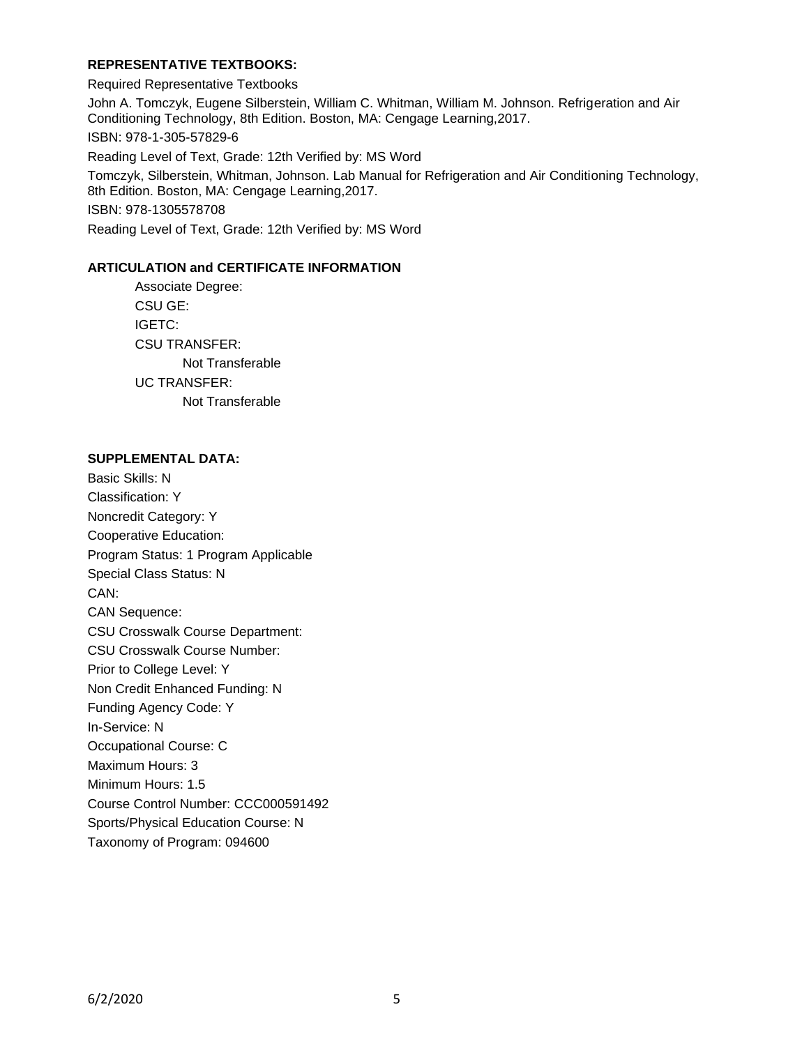**REPRESENTATIVE TEXTBOOKS:**

Required Representative Textbooks

John A. Tomczyk, Eugene Silberstein, William C. Whitman, William M. Johnson. Refrigeration and Air Conditioning Technology, 8th Edition. Boston, MA: Cengage Learning,2017.

ISBN: 978-1-305-57829-6

Reading Level of Text, Grade: 12th Verified by: MS Word

Tomczyk, Silberstein, Whitman, Johnson. Lab Manual for Refrigeration and Air Conditioning Technology, 8th Edition. Boston, MA: Cengage Learning,2017.

ISBN: 978-1305578708

Reading Level of Text, Grade: 12th Verified by: MS Word

**ARTICULATION and CERTIFICATE INFORMATION**

Associate Degree:
CSU GE:
IGETC:
CSU TRANSFER:
Not Transferable
UC TRANSFER:
Not Transferable

**SUPPLEMENTAL DATA:**

Basic Skills: N
Classification: Y
Noncredit Category: Y
Cooperative Education:
Program Status: 1 Program Applicable
Special Class Status: N
CAN:
CAN Sequence:
CSU Crosswalk Course Department:
CSU Crosswalk Course Number:
Prior to College Level: Y
Non Credit Enhanced Funding: N
Funding Agency Code: Y
In-Service: N
Occupational Course: C
Maximum Hours: 3
Minimum Hours: 1.5
Course Control Number: CCC000591492
Sports/Physical Education Course: N
Taxonomy of Program: 094600